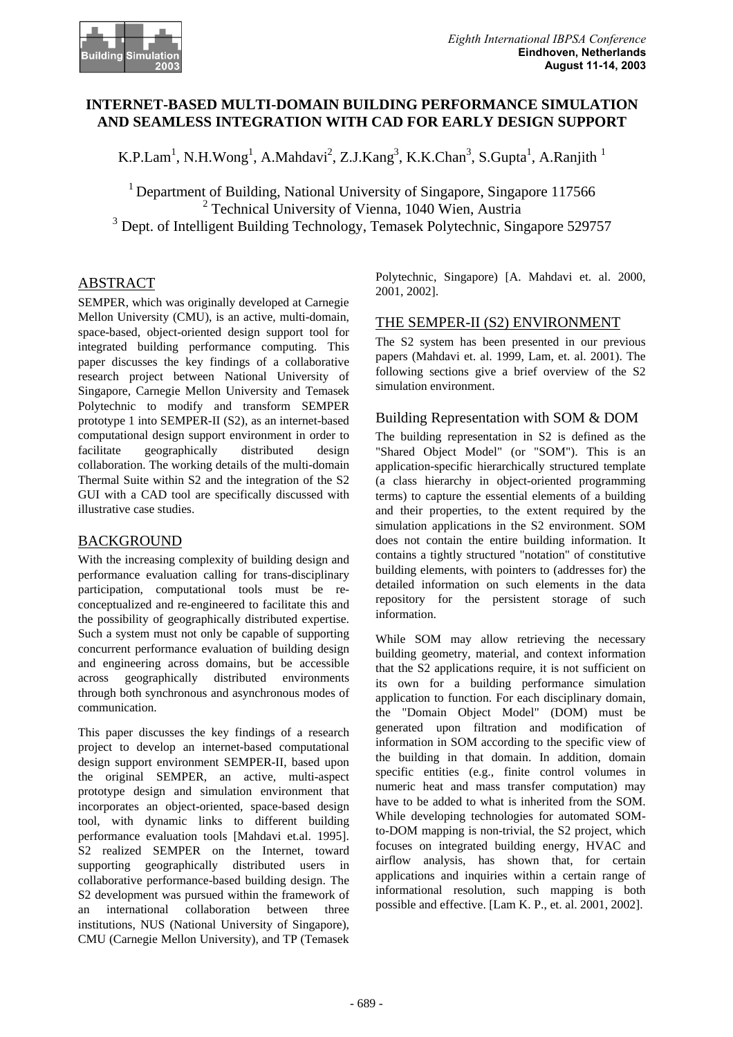# INTERNET-BASED MULTI-DOMAIN BUILDING PERFORMANCE SIMULATION AND SEAMLESS INTEGRATION WITH CAD FOR EARLY DESIGN SUPPORT

K.P.Lam[1], N.H.Wong[1], A.Mahdavi[2], Z.J.Kang[3], K.K.Chan[3], S.Gupta[1], A.Ranjith [1]

[1] Department of Building, National University of Singapore, Singapore 117566
[2] Technical University of Vienna, 1040 Wien, Austria
[3] Dept. of Intelligent Building Technology, Temasek Polytechnic, Singapore 529757

## ABSTRACT

SEMPER, which was originally developed at Carnegie Mellon University (CMU), is an active, multi-domain, space-based, object-oriented design support tool for integrated building performance computing. This paper discusses the key findings of a collaborative research project between National University of Singapore, Carnegie Mellon University and Temasek Polytechnic to modify and transform SEMPER prototype 1 into SEMPER-II (S2), as an internet-based computational design support environment in order to facilitate geographically distributed design collaboration. The working details of the multi-domain Thermal Suite within S2 and the integration of the S2 GUI with a CAD tool are specifically discussed with illustrative case studies.

## BACKGROUND

With the increasing complexity of building design and performance evaluation calling for trans-disciplinary participation, computational tools must be re-conceptualized and re-engineered to facilitate this and the possibility of geographically distributed expertise. Such a system must not only be capable of supporting concurrent performance evaluation of building design and engineering across domains, but be accessible across geographically distributed environments through both synchronous and asynchronous modes of communication.

This paper discusses the key findings of a research project to develop an internet-based computational design support environment SEMPER-II, based upon the original SEMPER, an active, multi-aspect prototype design and simulation environment that incorporates an object-oriented, space-based design tool, with dynamic links to different building performance evaluation tools [Mahdavi et.al. 1995]. S2 realized SEMPER on the Internet, toward supporting geographically distributed users in collaborative performance-based building design. The S2 development was pursued within the framework of an international collaboration between three institutions, NUS (National University of Singapore), CMU (Carnegie Mellon University), and TP (Temasek Polytechnic, Singapore) [A. Mahdavi et. al. 2000, 2001, 2002].

## THE SEMPER-II (S2) ENVIRONMENT

The S2 system has been presented in our previous papers (Mahdavi et. al. 1999, Lam, et. al. 2001). The following sections give a brief overview of the S2 simulation environment.

### Building Representation with SOM & DOM

The building representation in S2 is defined as the "Shared Object Model" (or "SOM"). This is an application-specific hierarchically structured template (a class hierarchy in object-oriented programming terms) to capture the essential elements of a building and their properties, to the extent required by the simulation applications in the S2 environment. SOM does not contain the entire building information. It contains a tightly structured "notation" of constitutive building elements, with pointers to (addresses for) the detailed information on such elements in the data repository for the persistent storage of such information.

While SOM may allow retrieving the necessary building geometry, material, and context information that the S2 applications require, it is not sufficient on its own for a building performance simulation application to function. For each disciplinary domain, the "Domain Object Model" (DOM) must be generated upon filtration and modification of information in SOM according to the specific view of the building in that domain. In addition, domain specific entities (e.g., finite control volumes in numeric heat and mass transfer computation) may have to be added to what is inherited from the SOM. While developing technologies for automated SOM-to-DOM mapping is non-trivial, the S2 project, which focuses on integrated building energy, HVAC and airflow analysis, has shown that, for certain applications and inquiries within a certain range of informational resolution, such mapping is both possible and effective. [Lam K. P., et. al. 2001, 2002].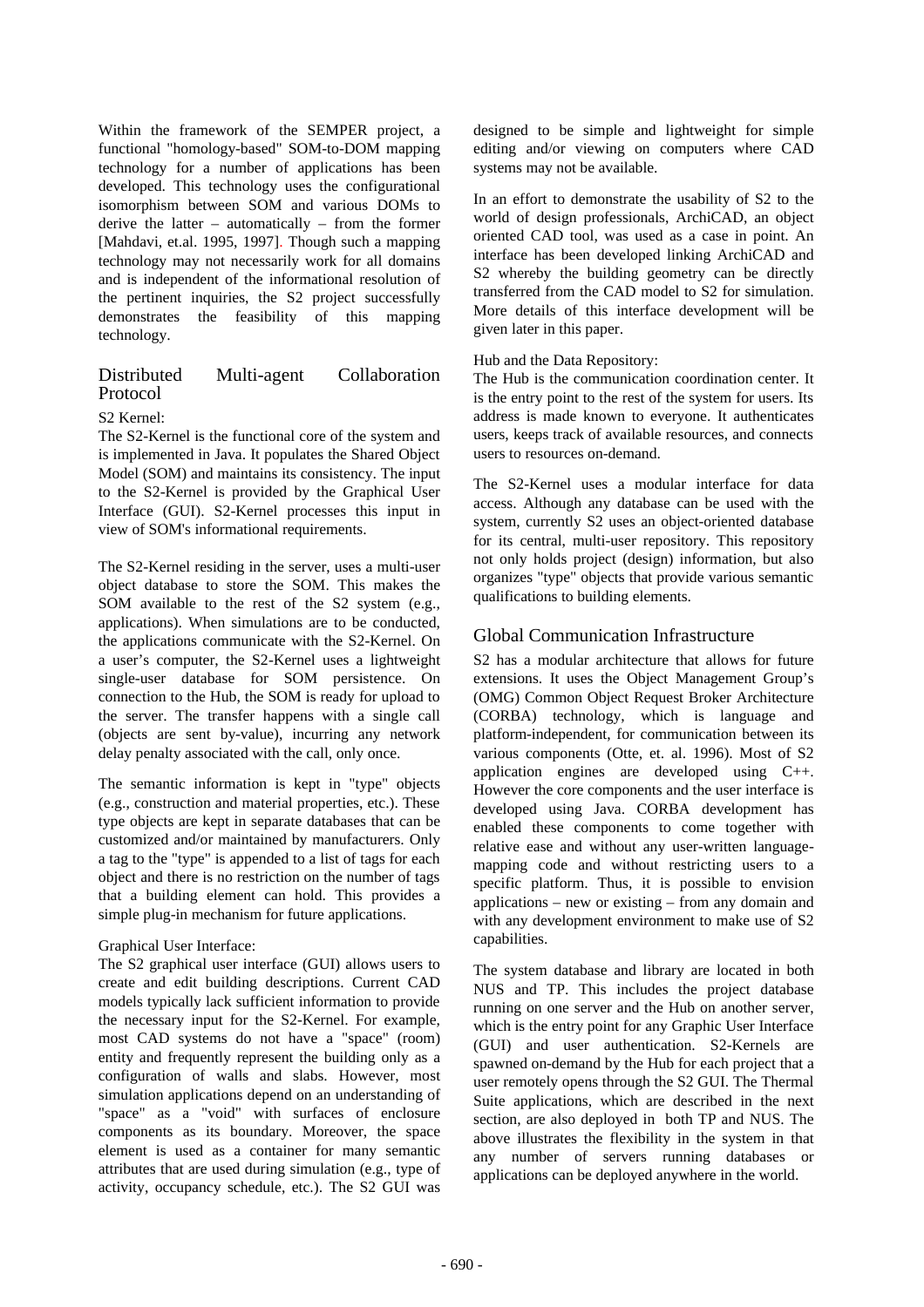Within the framework of the SEMPER project, a functional "homology-based" SOM-to-DOM mapping technology for a number of applications has been developed. This technology uses the configurational isomorphism between SOM and various DOMs to derive the latter – automatically – from the former [Mahdavi, et.al. 1995, 1997]. Though such a mapping technology may not necessarily work for all domains and is independent of the informational resolution of the pertinent inquiries, the S2 project successfully demonstrates the feasibility of this mapping technology.

## Distributed Multi-agent Collaboration Protocol

S2 Kernel:

The S2-Kernel is the functional core of the system and is implemented in Java. It populates the Shared Object Model (SOM) and maintains its consistency. The input to the S2-Kernel is provided by the Graphical User Interface (GUI). S2-Kernel processes this input in view of SOM's informational requirements.

The S2-Kernel residing in the server, uses a multi-user object database to store the SOM. This makes the SOM available to the rest of the S2 system (e.g., applications). When simulations are to be conducted, the applications communicate with the S2-Kernel. On a user's computer, the S2-Kernel uses a lightweight single-user database for SOM persistence. On connection to the Hub, the SOM is ready for upload to the server. The transfer happens with a single call (objects are sent by-value), incurring any network delay penalty associated with the call, only once.

The semantic information is kept in "type" objects (e.g., construction and material properties, etc.). These type objects are kept in separate databases that can be customized and/or maintained by manufacturers. Only a tag to the "type" is appended to a list of tags for each object and there is no restriction on the number of tags that a building element can hold. This provides a simple plug-in mechanism for future applications.

Graphical User Interface:

The S2 graphical user interface (GUI) allows users to create and edit building descriptions. Current CAD models typically lack sufficient information to provide the necessary input for the S2-Kernel. For example, most CAD systems do not have a "space" (room) entity and frequently represent the building only as a configuration of walls and slabs. However, most simulation applications depend on an understanding of "space" as a "void" with surfaces of enclosure components as its boundary. Moreover, the space element is used as a container for many semantic attributes that are used during simulation (e.g., type of activity, occupancy schedule, etc.). The S2 GUI was designed to be simple and lightweight for simple editing and/or viewing on computers where CAD systems may not be available.

In an effort to demonstrate the usability of S2 to the world of design professionals, ArchiCAD, an object oriented CAD tool, was used as a case in point. An interface has been developed linking ArchiCAD and S2 whereby the building geometry can be directly transferred from the CAD model to S2 for simulation. More details of this interface development will be given later in this paper.

Hub and the Data Repository:

The Hub is the communication coordination center. It is the entry point to the rest of the system for users. Its address is made known to everyone. It authenticates users, keeps track of available resources, and connects users to resources on-demand.

The S2-Kernel uses a modular interface for data access. Although any database can be used with the system, currently S2 uses an object-oriented database for its central, multi-user repository. This repository not only holds project (design) information, but also organizes "type" objects that provide various semantic qualifications to building elements.

## Global Communication Infrastructure

S2 has a modular architecture that allows for future extensions. It uses the Object Management Group's (OMG) Common Object Request Broker Architecture (CORBA) technology, which is language and platform-independent, for communication between its various components (Otte, et. al. 1996). Most of S2 application engines are developed using C++. However the core components and the user interface is developed using Java. CORBA development has enabled these components to come together with relative ease and without any user-written language-mapping code and without restricting users to a specific platform. Thus, it is possible to envision applications – new or existing – from any domain and with any development environment to make use of S2 capabilities.

The system database and library are located in both NUS and TP. This includes the project database running on one server and the Hub on another server, which is the entry point for any Graphic User Interface (GUI) and user authentication. S2-Kernels are spawned on-demand by the Hub for each project that a user remotely opens through the S2 GUI. The Thermal Suite applications, which are described in the next section, are also deployed in both TP and NUS. The above illustrates the flexibility in the system in that any number of servers running databases or applications can be deployed anywhere in the world.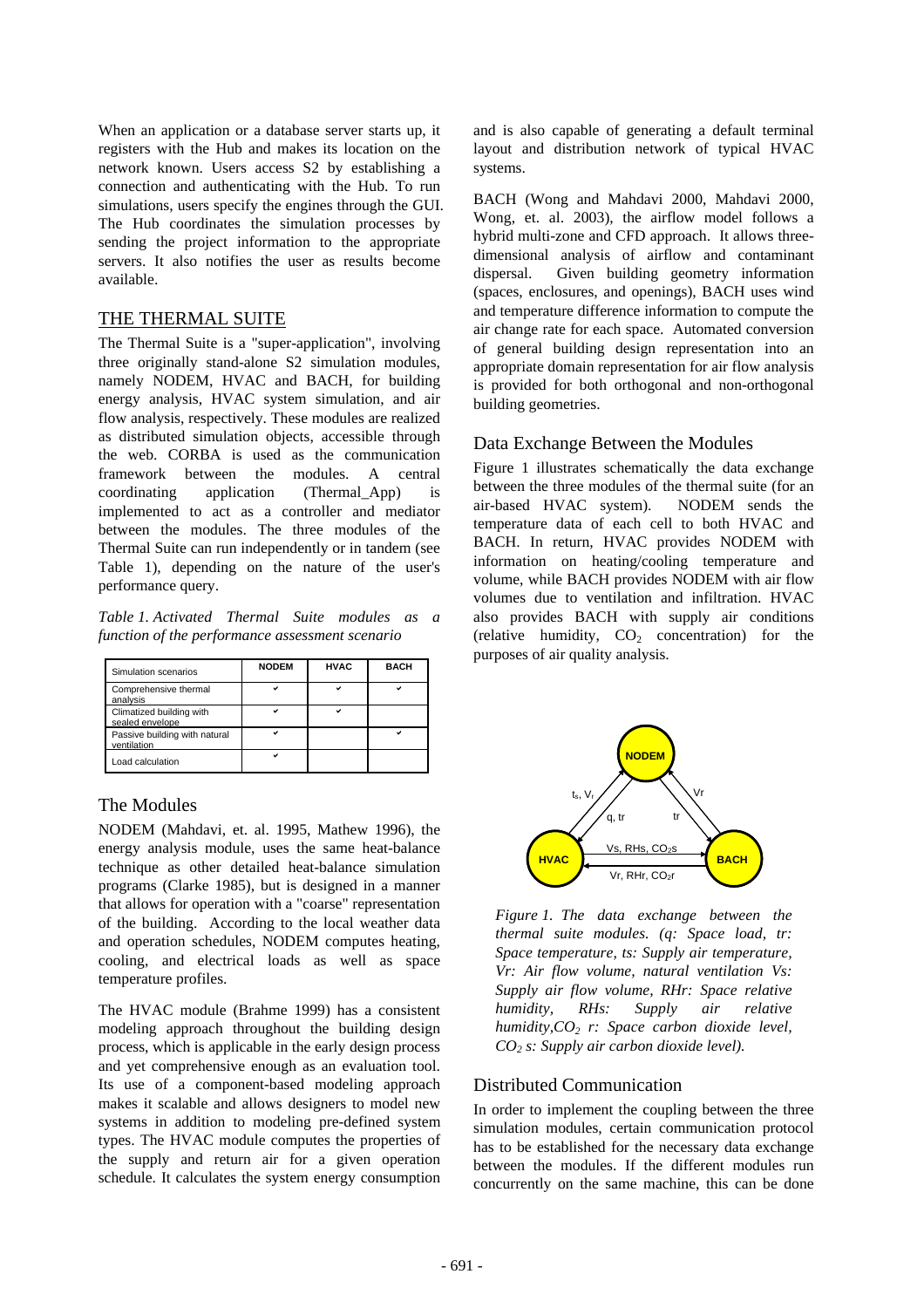When an application or a database server starts up, it registers with the Hub and makes its location on the network known. Users access S2 by establishing a connection and authenticating with the Hub. To run simulations, users specify the engines through the GUI. The Hub coordinates the simulation processes by sending the project information to the appropriate servers. It also notifies the user as results become available.

## THE THERMAL SUITE

The Thermal Suite is a "super-application", involving three originally stand-alone S2 simulation modules, namely NODEM, HVAC and BACH, for building energy analysis, HVAC system simulation, and air flow analysis, respectively. These modules are realized as distributed simulation objects, accessible through the web. CORBA is used as the communication framework between the modules. A central coordinating application (Thermal_App) is implemented to act as a controller and mediator between the modules. The three modules of the Thermal Suite can run independently or in tandem (see Table 1), depending on the nature of the user's performance query.

*Table 1. Activated Thermal Suite modules as a function of the performance assessment scenario*

| Simulation scenarios | NODEM | HVAC | BACH |
|---|---|---|---|
| Comprehensive thermal analysis | ✔ | ✔ | ✔ |
| Climatized building with sealed envelope | ✔ | ✔ | |
| Passive building with natural ventilation | ✔ | | ✔ |
| Load calculation | ✔ | | |

### The Modules

NODEM (Mahdavi, et. al. 1995, Mathew 1996), the energy analysis module, uses the same heat-balance technique as other detailed heat-balance simulation programs (Clarke 1985), but is designed in a manner that allows for operation with a "coarse" representation of the building. According to the local weather data and operation schedules, NODEM computes heating, cooling, and electrical loads as well as space temperature profiles.

The HVAC module (Brahme 1999) has a consistent modeling approach throughout the building design process, which is applicable in the early design process and yet comprehensive enough as an evaluation tool. Its use of a component-based modeling approach makes it scalable and allows designers to model new systems in addition to modeling pre-defined system types. The HVAC module computes the properties of the supply and return air for a given operation schedule. It calculates the system energy consumption and is also capable of generating a default terminal layout and distribution network of typical HVAC systems.

BACH (Wong and Mahdavi 2000, Mahdavi 2000, Wong, et. al. 2003), the airflow model follows a hybrid multi-zone and CFD approach. It allows three-dimensional analysis of airflow and contaminant dispersal. Given building geometry information (spaces, enclosures, and openings), BACH uses wind and temperature difference information to compute the air change rate for each space. Automated conversion of general building design representation into an appropriate domain representation for air flow analysis is provided for both orthogonal and non-orthogonal building geometries.

### Data Exchange Between the Modules

Figure 1 illustrates schematically the data exchange between the three modules of the thermal suite (for an air-based HVAC system). NODEM sends the temperature data of each cell to both HVAC and BACH. In return, HVAC provides NODEM with information on heating/cooling temperature and volume, while BACH provides NODEM with air flow volumes due to ventilation and infiltration. HVAC also provides BACH with supply air conditions (relative humidity, $CO_2$ concentration) for the purposes of air quality analysis.

*Figure 1. The data exchange between the thermal suite modules. (q: Space load, tr: Space temperature, ts: Supply air temperature, Vr: Air flow volume, natural ventilation Vs: Supply air flow volume, RHr: Space relative humidity, RHs: Supply air relative humidity, $CO_2$ r: Space carbon dioxide level, $CO_2$ s: Supply air carbon dioxide level).*

### Distributed Communication

In order to implement the coupling between the three simulation modules, certain communication protocol has to be established for the necessary data exchange between the modules. If the different modules run concurrently on the same machine, this can be done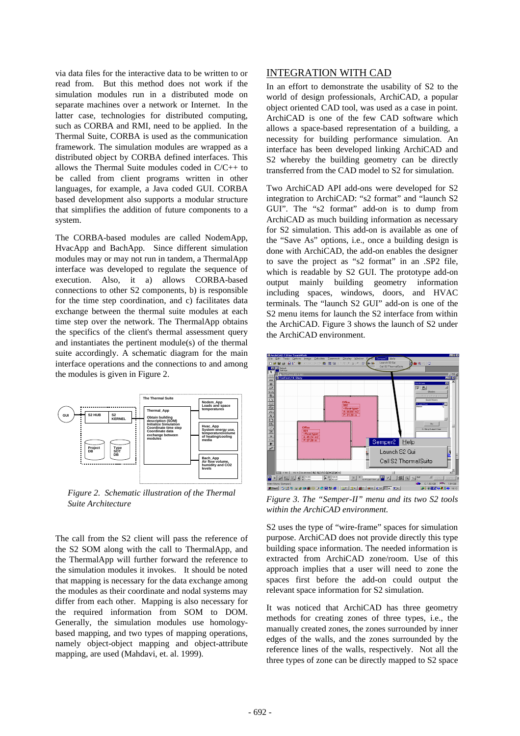via data files for the interactive data to be written to or read from. But this method does not work if the simulation modules run in a distributed mode on separate machines over a network or Internet. In the latter case, technologies for distributed computing, such as CORBA and RMI, need to be applied. In the Thermal Suite, CORBA is used as the communication framework. The simulation modules are wrapped as a distributed object by CORBA defined interfaces. This allows the Thermal Suite modules coded in C/C++ to be called from client programs written in other languages, for example, a Java coded GUI. CORBA based development also supports a modular structure that simplifies the addition of future components to a system.

The CORBA-based modules are called NodemApp, HvacApp and BachApp. Since different simulation modules may or may not run in tandem, a ThermalApp interface was developed to regulate the sequence of execution. Also, it a) allows CORBA-based connections to other S2 components, b) is responsible for the time step coordination, and c) facilitates data exchange between the thermal suite modules at each time step over the network. The ThermalApp obtains the specifics of the client's thermal assessment query and instantiates the pertinent module(s) of the thermal suite accordingly. A schematic diagram for the main interface operations and the connections to and among the modules is given in Figure 2.

*Figure 2. Schematic illustration of the Thermal Suite Architecture*

The call from the S2 client will pass the reference of the S2 SOM along with the call to ThermalApp, and the ThermalApp will further forward the reference to the simulation modules it invokes. It should be noted that mapping is necessary for the data exchange among the modules as their coordinate and nodal systems may differ from each other. Mapping is also necessary for the required information from SOM to DOM. Generally, the simulation modules use homology-based mapping, and two types of mapping operations, namely object-object mapping and object-attribute mapping, are used (Mahdavi, et. al. 1999).

## INTEGRATION WITH CAD

In an effort to demonstrate the usability of S2 to the world of design professionals, ArchiCAD, a popular object oriented CAD tool, was used as a case in point. ArchiCAD is one of the few CAD software which allows a space-based representation of a building, a necessity for building performance simulation. An interface has been developed linking ArchiCAD and S2 whereby the building geometry can be directly transferred from the CAD model to S2 for simulation.

Two ArchiCAD API add-ons were developed for S2 integration to ArchiCAD: "s2 format" and "launch S2 GUI". The "s2 format" add-on is to dump from ArchiCAD as much building information as necessary for S2 simulation. This add-on is available as one of the "Save As" options, i.e., once a building design is done with ArchiCAD, the add-on enables the designer to save the project as "s2 format" in an .SP2 file, which is readable by S2 GUI. The prototype add-on output mainly building geometry information including spaces, windows, doors, and HVAC terminals. The "launch S2 GUI" add-on is one of the S2 menu items for launch the S2 interface from within the ArchiCAD. Figure 3 shows the launch of S2 under the ArchiCAD environment.

*Figure 3. The "Semper-II" menu and its two S2 tools within the ArchiCAD environment.*

S2 uses the type of "wire-frame" spaces for simulation purpose. ArchiCAD does not provide directly this type building space information. The needed information is extracted from ArchiCAD zone/room. Use of this approach implies that a user will need to zone the spaces first before the add-on could output the relevant space information for S2 simulation.

It was noticed that ArchiCAD has three geometry methods for creating zones of three types, i.e., the manually created zones, the zones surrounded by inner edges of the walls, and the zones surrounded by the reference lines of the walls, respectively. Not all the three types of zone can be directly mapped to S2 space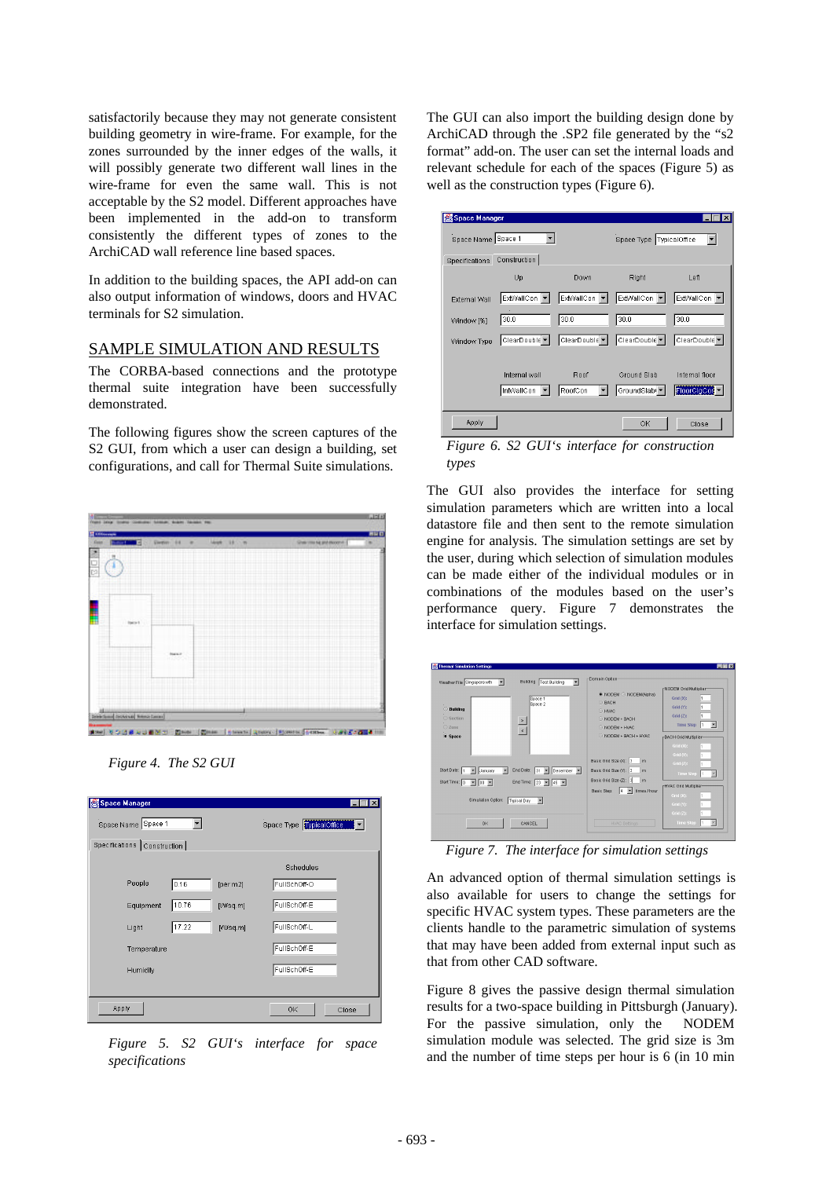satisfactorily because they may not generate consistent building geometry in wire-frame. For example, for the zones surrounded by the inner edges of the walls, it will possibly generate two different wall lines in the wire-frame for even the same wall. This is not acceptable by the S2 model. Different approaches have been implemented in the add-on to transform consistently the different types of zones to the ArchiCAD wall reference line based spaces.

In addition to the building spaces, the API add-on can also output information of windows, doors and HVAC terminals for S2 simulation.

## SAMPLE SIMULATION AND RESULTS

The CORBA-based connections and the prototype thermal suite integration have been successfully demonstrated.

The following figures show the screen captures of the S2 GUI, from which a user can design a building, set configurations, and call for Thermal Suite simulations.

*Figure 4. The S2 GUI*

*Figure 5. S2 GUI's interface for space specifications*

The GUI can also import the building design done by ArchiCAD through the .SP2 file generated by the "s2 format" add-on. The user can set the internal loads and relevant schedule for each of the spaces (Figure 5) as well as the construction types (Figure 6).

*Figure 6. S2 GUI's interface for construction types*

The GUI also provides the interface for setting simulation parameters which are written into a local datastore file and then sent to the remote simulation engine for analysis. The simulation settings are set by the user, during which selection of simulation modules can be made either of the individual modules or in combinations of the modules based on the user's performance query. Figure 7 demonstrates the interface for simulation settings.

*Figure 7. The interface for simulation settings*

An advanced option of thermal simulation settings is also available for users to change the settings for specific HVAC system types. These parameters are the ones that are relevant to the parametric simulation of systems that may have been added from external input such as that from other CAD software.

Figure 8 gives the passive design thermal simulation results for a two-space building in Pittsburgh (January). For the passive simulation, only the NODEM simulation module was selected. The grid size is 3m and the number of time steps per hour is 6 (in 10 min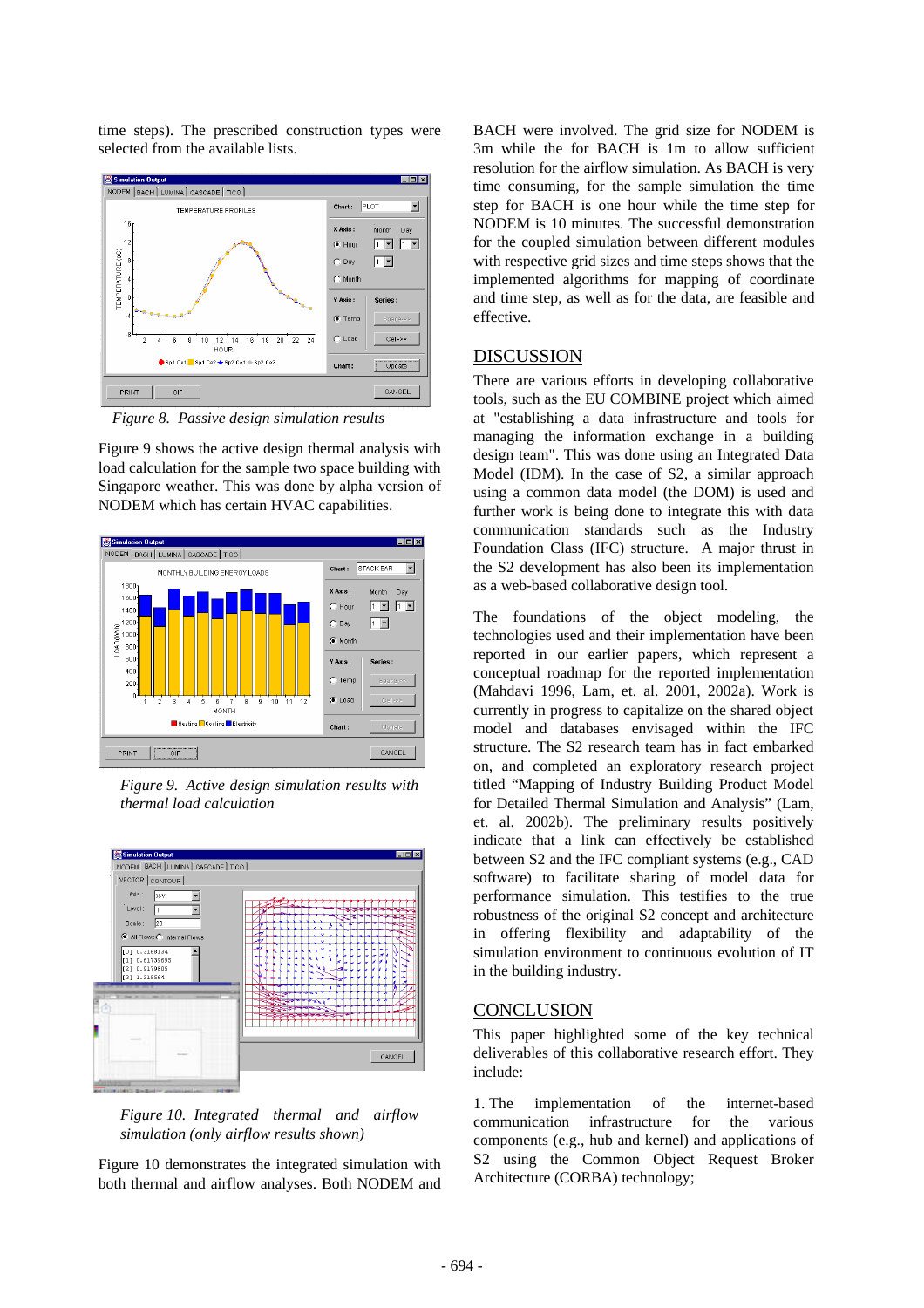time steps). The prescribed construction types were selected from the available lists.

*Figure 8. Passive design simulation results*

Figure 9 shows the active design thermal analysis with load calculation for the sample two space building with Singapore weather. This was done by alpha version of NODEM which has certain HVAC capabilities.

*Figure 9. Active design simulation results with thermal load calculation*

*Figure 10. Integrated thermal and airflow simulation (only airflow results shown)*

Figure 10 demonstrates the integrated simulation with both thermal and airflow analyses. Both NODEM and BACH were involved. The grid size for NODEM is 3m while the for BACH is 1m to allow sufficient resolution for the airflow simulation. As BACH is very time consuming, for the sample simulation the time step for BACH is one hour while the time step for NODEM is 10 minutes. The successful demonstration for the coupled simulation between different modules with respective grid sizes and time steps shows that the implemented algorithms for mapping of coordinate and time step, as well as for the data, are feasible and effective.

## DISCUSSION

There are various efforts in developing collaborative tools, such as the EU COMBINE project which aimed at "establishing a data infrastructure and tools for managing the information exchange in a building design team". This was done using an Integrated Data Model (IDM). In the case of S2, a similar approach using a common data model (the DOM) is used and further work is being done to integrate this with data communication standards such as the Industry Foundation Class (IFC) structure. A major thrust in the S2 development has also been its implementation as a web-based collaborative design tool.

The foundations of the object modeling, the technologies used and their implementation have been reported in our earlier papers, which represent a conceptual roadmap for the reported implementation (Mahdavi 1996, Lam, et. al. 2001, 2002a). Work is currently in progress to capitalize on the shared object model and databases envisaged within the IFC structure. The S2 research team has in fact embarked on, and completed an exploratory research project titled "Mapping of Industry Building Product Model for Detailed Thermal Simulation and Analysis" (Lam, et. al. 2002b). The preliminary results positively indicate that a link can effectively be established between S2 and the IFC compliant systems (e.g., CAD software) to facilitate sharing of model data for performance simulation. This testifies to the true robustness of the original S2 concept and architecture in offering flexibility and adaptability of the simulation environment to continuous evolution of IT in the building industry.

## CONCLUSION

This paper highlighted some of the key technical deliverables of this collaborative research effort. They include:

1. The implementation of the internet-based communication infrastructure for the various components (e.g., hub and kernel) and applications of S2 using the Common Object Request Broker Architecture (CORBA) technology;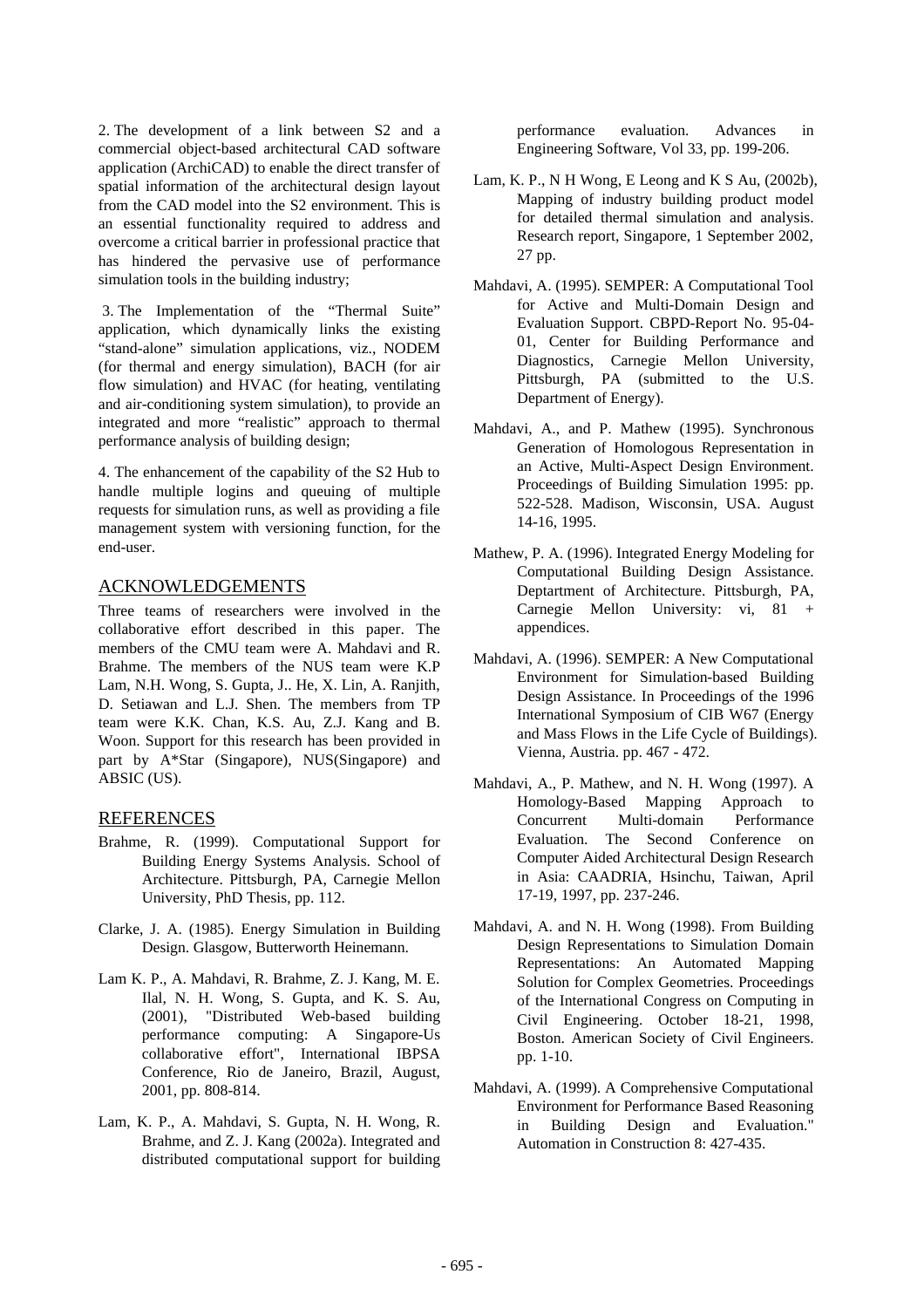2. The development of a link between S2 and a commercial object-based architectural CAD software application (ArchiCAD) to enable the direct transfer of spatial information of the architectural design layout from the CAD model into the S2 environment. This is an essential functionality required to address and overcome a critical barrier in professional practice that has hindered the pervasive use of performance simulation tools in the building industry;

3. The Implementation of the "Thermal Suite" application, which dynamically links the existing "stand-alone" simulation applications, viz., NODEM (for thermal and energy simulation), BACH (for air flow simulation) and HVAC (for heating, ventilating and air-conditioning system simulation), to provide an integrated and more "realistic" approach to thermal performance analysis of building design;

4. The enhancement of the capability of the S2 Hub to handle multiple logins and queuing of multiple requests for simulation runs, as well as providing a file management system with versioning function, for the end-user.

## ACKNOWLEDGEMENTS

Three teams of researchers were involved in the collaborative effort described in this paper. The members of the CMU team were A. Mahdavi and R. Brahme. The members of the NUS team were K.P Lam, N.H. Wong, S. Gupta, J.. He, X. Lin, A. Ranjith, D. Setiawan and L.J. Shen. The members from TP team were K.K. Chan, K.S. Au, Z.J. Kang and B. Woon. Support for this research has been provided in part by A*Star (Singapore), NUS(Singapore) and ABSIC (US).

## REFERENCES

Brahme, R. (1999). Computational Support for Building Energy Systems Analysis. School of Architecture. Pittsburgh, PA, Carnegie Mellon University, PhD Thesis, pp. 112.

Clarke, J. A. (1985). Energy Simulation in Building Design. Glasgow, Butterworth Heinemann.

Lam K. P., A. Mahdavi, R. Brahme, Z. J. Kang, M. E. Ilal, N. H. Wong, S. Gupta, and K. S. Au, (2001), "Distributed Web-based building performance computing: A Singapore-Us collaborative effort", International IBPSA Conference, Rio de Janeiro, Brazil, August, 2001, pp. 808-814.

Lam, K. P., A. Mahdavi, S. Gupta, N. H. Wong, R. Brahme, and Z. J. Kang (2002a). Integrated and distributed computational support for building performance evaluation. Advances in Engineering Software, Vol 33, pp. 199-206.

Lam, K. P., N H Wong, E Leong and K S Au, (2002b), Mapping of industry building product model for detailed thermal simulation and analysis. Research report, Singapore, 1 September 2002, 27 pp.

Mahdavi, A. (1995). SEMPER: A Computational Tool for Active and Multi-Domain Design and Evaluation Support. CBPD-Report No. 95-04-01, Center for Building Performance and Diagnostics, Carnegie Mellon University, Pittsburgh, PA (submitted to the U.S. Department of Energy).

Mahdavi, A., and P. Mathew (1995). Synchronous Generation of Homologous Representation in an Active, Multi-Aspect Design Environment. Proceedings of Building Simulation 1995: pp. 522-528. Madison, Wisconsin, USA. August 14-16, 1995.

Mathew, P. A. (1996). Integrated Energy Modeling for Computational Building Design Assistance. Deptartment of Architecture. Pittsburgh, PA, Carnegie Mellon University: vi, 81 + appendices.

Mahdavi, A. (1996). SEMPER: A New Computational Environment for Simulation-based Building Design Assistance. In Proceedings of the 1996 International Symposium of CIB W67 (Energy and Mass Flows in the Life Cycle of Buildings). Vienna, Austria. pp. 467 - 472.

Mahdavi, A., P. Mathew, and N. H. Wong (1997). A Homology-Based Mapping Approach to Concurrent Multi-domain Performance Evaluation. The Second Conference on Computer Aided Architectural Design Research in Asia: CAADRIA, Hsinchu, Taiwan, April 17-19, 1997, pp. 237-246.

Mahdavi, A. and N. H. Wong (1998). From Building Design Representations to Simulation Domain Representations: An Automated Mapping Solution for Complex Geometries. Proceedings of the International Congress on Computing in Civil Engineering. October 18-21, 1998, Boston. American Society of Civil Engineers. pp. 1-10.

Mahdavi, A. (1999). A Comprehensive Computational Environment for Performance Based Reasoning in Building Design and Evaluation." Automation in Construction 8: 427-435.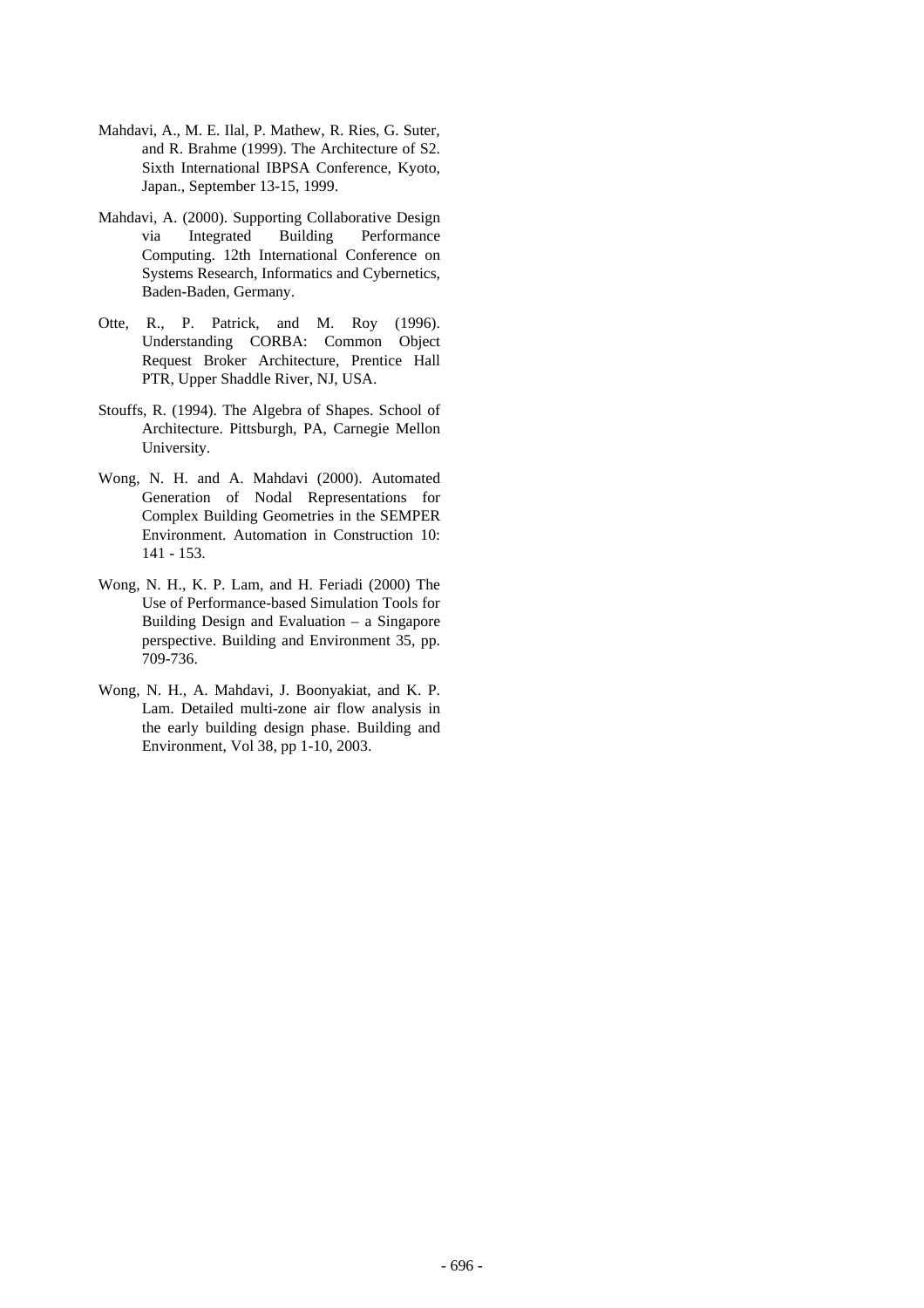Mahdavi, A., M. E. Ilal, P. Mathew, R. Ries, G. Suter, and R. Brahme (1999). The Architecture of S2. Sixth International IBPSA Conference, Kyoto, Japan., September 13-15, 1999.

Mahdavi, A. (2000). Supporting Collaborative Design via Integrated Building Performance Computing. 12th International Conference on Systems Research, Informatics and Cybernetics, Baden-Baden, Germany.

Otte, R., P. Patrick, and M. Roy (1996). Understanding CORBA: Common Object Request Broker Architecture, Prentice Hall PTR, Upper Shaddle River, NJ, USA.

Stouffs, R. (1994). The Algebra of Shapes. School of Architecture. Pittsburgh, PA, Carnegie Mellon University.

Wong, N. H. and A. Mahdavi (2000). Automated Generation of Nodal Representations for Complex Building Geometries in the SEMPER Environment. Automation in Construction 10: 141 - 153.

Wong, N. H., K. P. Lam, and H. Feriadi (2000) The Use of Performance-based Simulation Tools for Building Design and Evaluation – a Singapore perspective. Building and Environment 35, pp. 709-736.

Wong, N. H., A. Mahdavi, J. Boonyakiat, and K. P. Lam. Detailed multi-zone air flow analysis in the early building design phase. Building and Environment, Vol 38, pp 1-10, 2003.